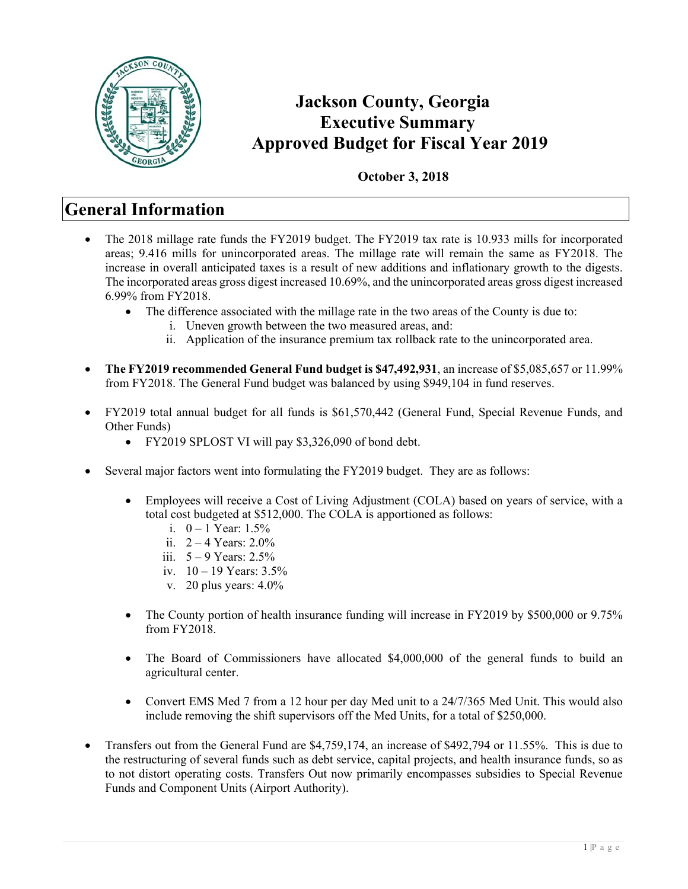# Jackson County, Georgia
# Executive Summary
# Approved Budget for Fiscal Year 2019

**October 3, 2018**

## General Information

- The 2018 millage rate funds the FY2019 budget. The FY2019 tax rate is 10.933 mills for incorporated areas; 9.416 mills for unincorporated areas. The millage rate will remain the same as FY2018. The increase in overall anticipated taxes is a result of new additions and inflationary growth to the digests. The incorporated areas gross digest increased 10.69%, and the unincorporated areas gross digest increased 6.99% from FY2018.
    - The difference associated with the millage rate in the two areas of the County is due to:
        i. Uneven growth between the two measured areas, and:
        ii. Application of the insurance premium tax rollback rate to the unincorporated area.

- **The FY2019 recommended General Fund budget is $47,492,931**, an increase of $5,085,657 or 11.99% from FY2018. The General Fund budget was balanced by using $949,104 in fund reserves.

- FY2019 total annual budget for all funds is $61,570,442 (General Fund, Special Revenue Funds, and Other Funds)
    - FY2019 SPLOST VI will pay $3,326,090 of bond debt.

- Several major factors went into formulating the FY2019 budget. They are as follows:

    - Employees will receive a Cost of Living Adjustment (COLA) based on years of service, with a total cost budgeted at $512,000. The COLA is apportioned as follows:
        i. 0 – 1 Year: 1.5%
        ii. 2 – 4 Years: 2.0%
        iii. 5 – 9 Years: 2.5%
        iv. 10 – 19 Years: 3.5%
        v. 20 plus years: 4.0%

    - The County portion of health insurance funding will increase in FY2019 by $500,000 or 9.75% from FY2018.

    - The Board of Commissioners have allocated $4,000,000 of the general funds to build an agricultural center.

    - Convert EMS Med 7 from a 12 hour per day Med unit to a 24/7/365 Med Unit. This would also include removing the shift supervisors off the Med Units, for a total of $250,000.

- Transfers out from the General Fund are $4,759,174, an increase of $492,794 or 11.55%. This is due to the restructuring of several funds such as debt service, capital projects, and health insurance funds, so as to not distort operating costs. Transfers Out now primarily encompasses subsidies to Special Revenue Funds and Component Units (Airport Authority).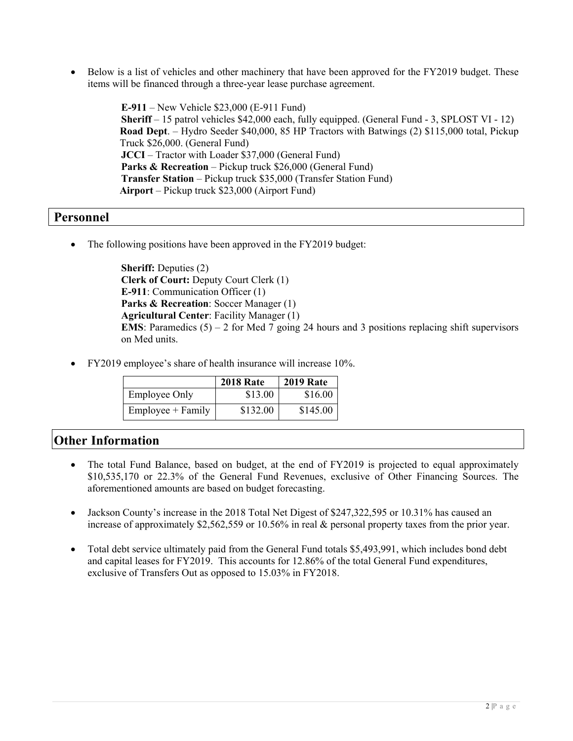- Below is a list of vehicles and other machinery that have been approved for the FY2019 budget. These items will be financed through a three-year lease purchase agreement.

  **E-911** – New Vehicle $23,000 (E-911 Fund)
  **Sheriff** – 15 patrol vehicles $42,000 each, fully equipped. (General Fund - 3, SPLOST VI - 12)
  **Road Dept**. – Hydro Seeder $40,000, 85 HP Tractors with Batwings (2) $115,000 total, Pickup Truck $26,000. (General Fund)
  **JCCI** – Tractor with Loader $37,000 (General Fund)
  **Parks & Recreation** – Pickup truck $26,000 (General Fund)
  **Transfer Station** – Pickup truck $35,000 (Transfer Station Fund)
  **Airport** – Pickup truck $23,000 (Airport Fund)

## Personnel

- The following positions have been approved in the FY2019 budget:

  **Sheriff:** Deputies (2)
  **Clerk of Court:** Deputy Court Clerk (1)
  **E-911**: Communication Officer (1)
  **Parks & Recreation**: Soccer Manager (1)
  **Agricultural Center**: Facility Manager (1)
  **EMS**: Paramedics (5) – 2 for Med 7 going 24 hours and 3 positions replacing shift supervisors on Med units.

- FY2019 employee's share of health insurance will increase 10%.

| | 2018 Rate | 2019 Rate |
|---|---|---|
| Employee Only | $13.00 | $16.00 |
| Employee + Family | $132.00 | $145.00 |

## Other Information

- The total Fund Balance, based on budget, at the end of FY2019 is projected to equal approximately $10,535,170 or 22.3% of the General Fund Revenues, exclusive of Other Financing Sources. The aforementioned amounts are based on budget forecasting.

- Jackson County's increase in the 2018 Total Net Digest of $247,322,595 or 10.31% has caused an increase of approximately $2,562,559 or 10.56% in real & personal property taxes from the prior year.

- Total debt service ultimately paid from the General Fund totals $5,493,991, which includes bond debt and capital leases for FY2019. This accounts for 12.86% of the total General Fund expenditures, exclusive of Transfers Out as opposed to 15.03% in FY2018.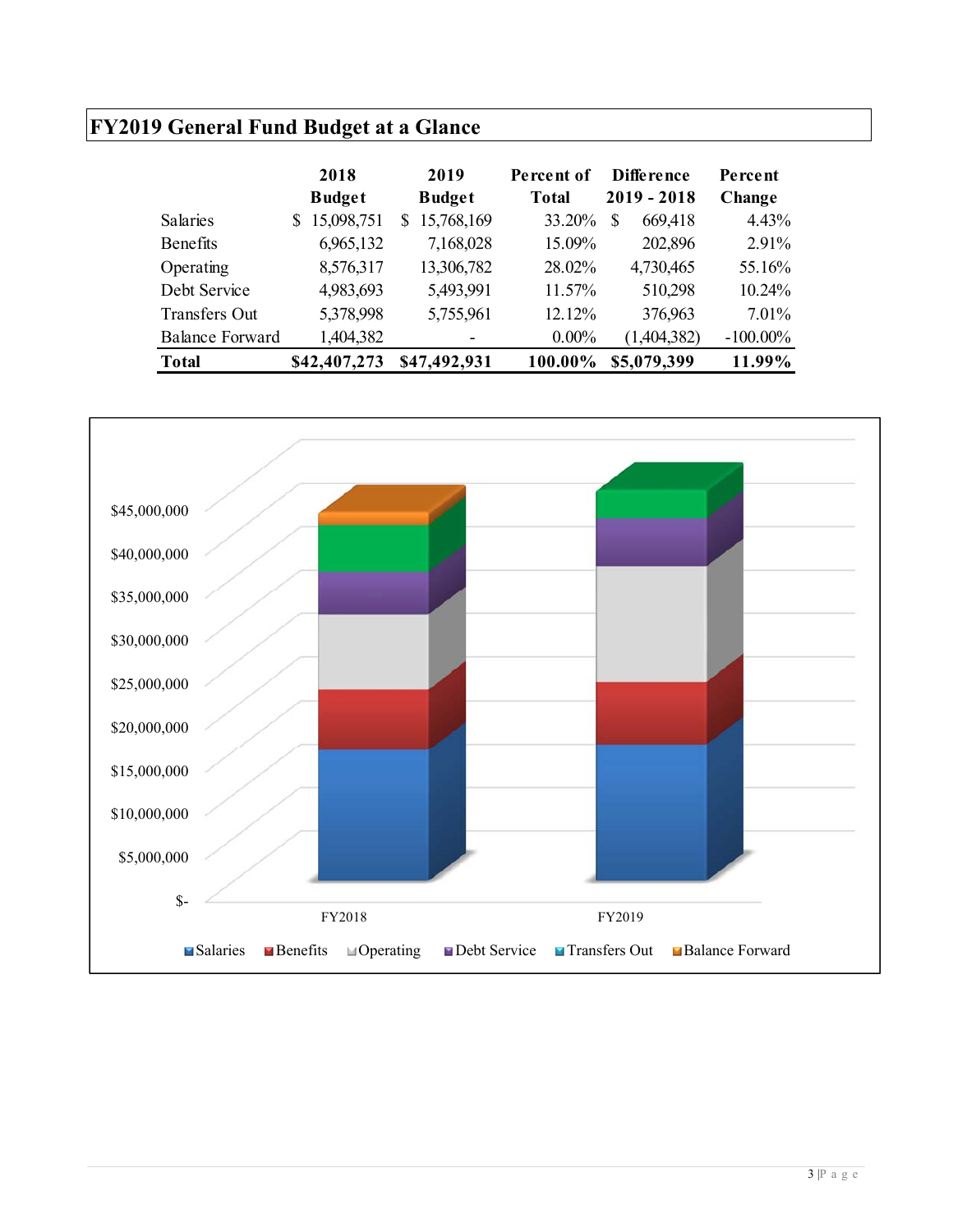## FY2019 General Fund Budget at a Glance

| | 2018 Budget | 2019 Budget | Percent of Total | Difference 2019 - 2018 | Percent Change |
|---|---|---|---|---|---|
| Salaries | $ 15,098,751 | $ 15,768,169 | 33.20% | $ 669,418 | 4.43% |
| Benefits | 6,965,132 | 7,168,028 | 15.09% | 202,896 | 2.91% |
| Operating | 8,576,317 | 13,306,782 | 28.02% | 4,730,465 | 55.16% |
| Debt Service | 4,983,693 | 5,493,991 | 11.57% | 510,298 | 10.24% |
| Transfers Out | 5,378,998 | 5,755,961 | 12.12% | 376,963 | 7.01% |
| Balance Forward | 1,404,382 | - | 0.00% | (1,404,382) | -100.00% |
| **Total** | **$42,407,273** | **$47,492,931** | **100.00%** | **$5,079,399** | **11.99%** |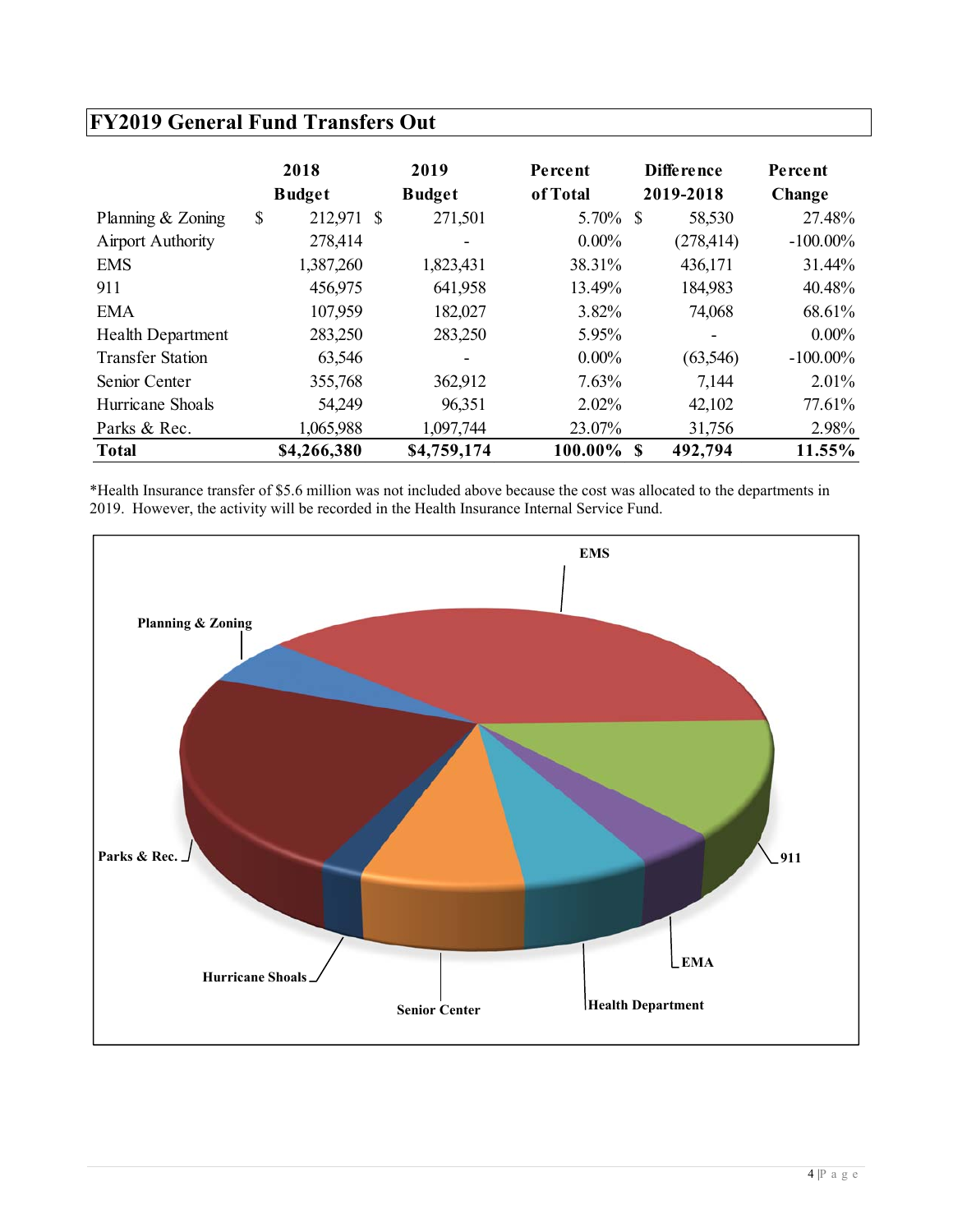## FY2019 General Fund Transfers Out

| | 2018 Budget | 2019 Budget | Percent of Total | Difference 2019-2018 | Percent Change |
|---|---|---|---|---|---|
| Planning & Zoning | $ 212,971 | $ 271,501 | 5.70% | $ 58,530 | 27.48% |
| Airport Authority | 278,414 | - | 0.00% | (278,414) | -100.00% |
| EMS | 1,387,260 | 1,823,431 | 38.31% | 436,171 | 31.44% |
| 911 | 456,975 | 641,958 | 13.49% | 184,983 | 40.48% |
| EMA | 107,959 | 182,027 | 3.82% | 74,068 | 68.61% |
| Health Department | 283,250 | 283,250 | 5.95% | - | 0.00% |
| Transfer Station | 63,546 | - | 0.00% | (63,546) | -100.00% |
| Senior Center | 355,768 | 362,912 | 7.63% | 7,144 | 2.01% |
| Hurricane Shoals | 54,249 | 96,351 | 2.02% | 42,102 | 77.61% |
| Parks & Rec. | 1,065,988 | 1,097,744 | 23.07% | 31,756 | 2.98% |
| **Total** | **$4,266,380** | **$4,759,174** | **100.00%** | **$ 492,794** | **11.55%** |

*Health Insurance transfer of $5.6 million was not included above because the cost was allocated to the departments in 2019. However, the activity will be recorded in the Health Insurance Internal Service Fund.

**EMS**
**Planning & Zoning**
**Parks & Rec.**
**911**
**Hurricane Shoals**
**EMA**
**Senior Center**
**Health Department**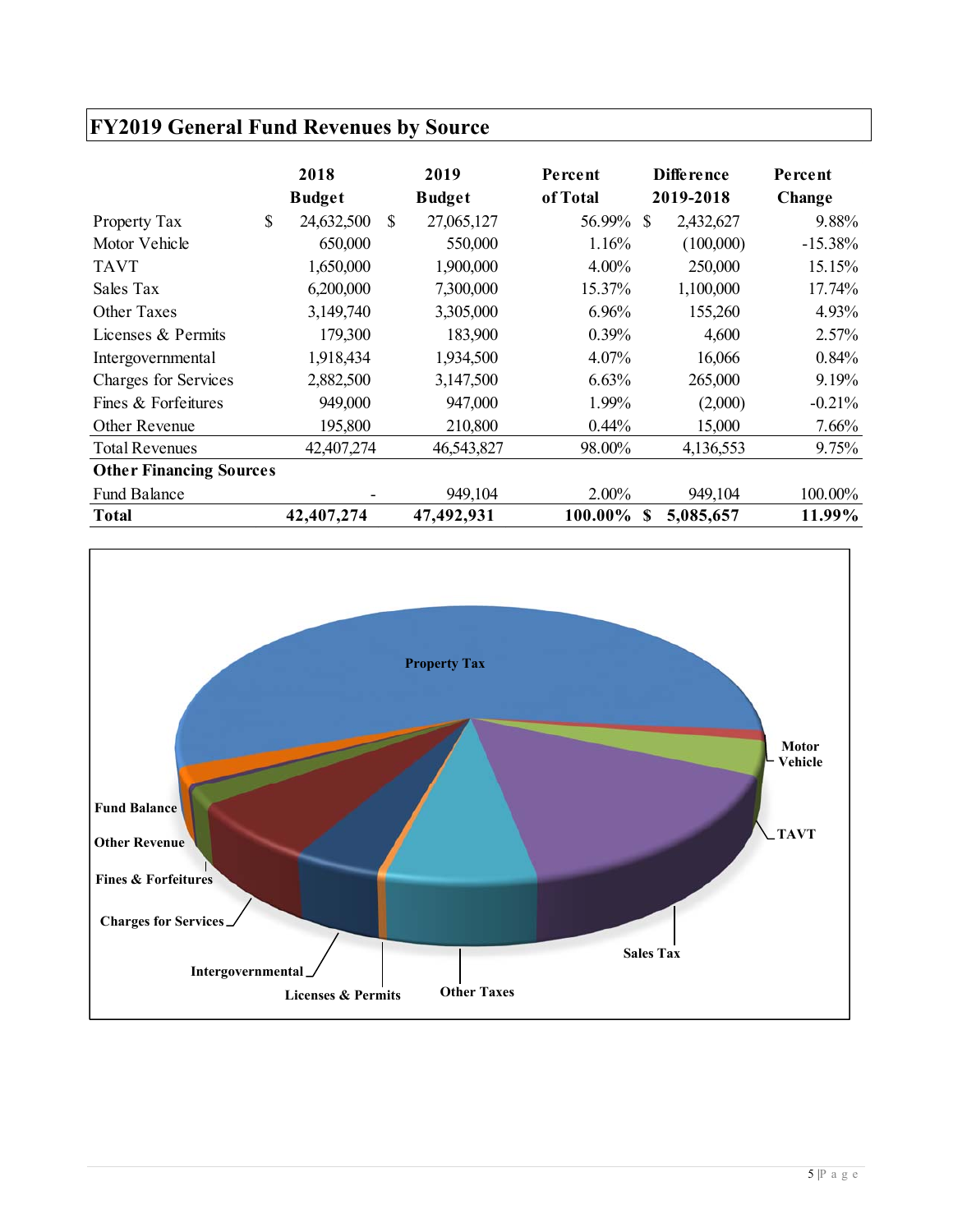## FY2019 General Fund Revenues by Source

| | 2018 Budget | 2019 Budget | Percent of Total | Difference 2019-2018 | Percent Change |
|---|---|---|---|---|---|
| Property Tax | $ 24,632,500 | $ 27,065,127 | 56.99% | $ 2,432,627 | 9.88% |
| Motor Vehicle | 650,000 | 550,000 | 1.16% | (100,000) | -15.38% |
| TAVT | 1,650,000 | 1,900,000 | 4.00% | 250,000 | 15.15% |
| Sales Tax | 6,200,000 | 7,300,000 | 15.37% | 1,100,000 | 17.74% |
| Other Taxes | 3,149,740 | 3,305,000 | 6.96% | 155,260 | 4.93% |
| Licenses & Permits | 179,300 | 183,900 | 0.39% | 4,600 | 2.57% |
| Intergovernmental | 1,918,434 | 1,934,500 | 4.07% | 16,066 | 0.84% |
| Charges for Services | 2,882,500 | 3,147,500 | 6.63% | 265,000 | 9.19% |
| Fines & Forfeitures | 949,000 | 947,000 | 1.99% | (2,000) | -0.21% |
| Other Revenue | 195,800 | 210,800 | 0.44% | 15,000 | 7.66% |
| Total Revenues | 42,407,274 | 46,543,827 | 98.00% | 4,136,553 | 9.75% |
| **Other Financing Sources** | | | | | |
| Fund Balance | - | 949,104 | 2.00% | 949,104 | 100.00% |
| **Total** | **42,407,274** | **47,492,931** | **100.00%** | **$ 5,085,657** | **11.99%** |

Property Tax, Motor Vehicle, TAVT, Sales Tax, Other Taxes, Licenses & Permits, Intergovernmental, Charges for Services, Fines & Forfeitures, Other Revenue, Fund Balance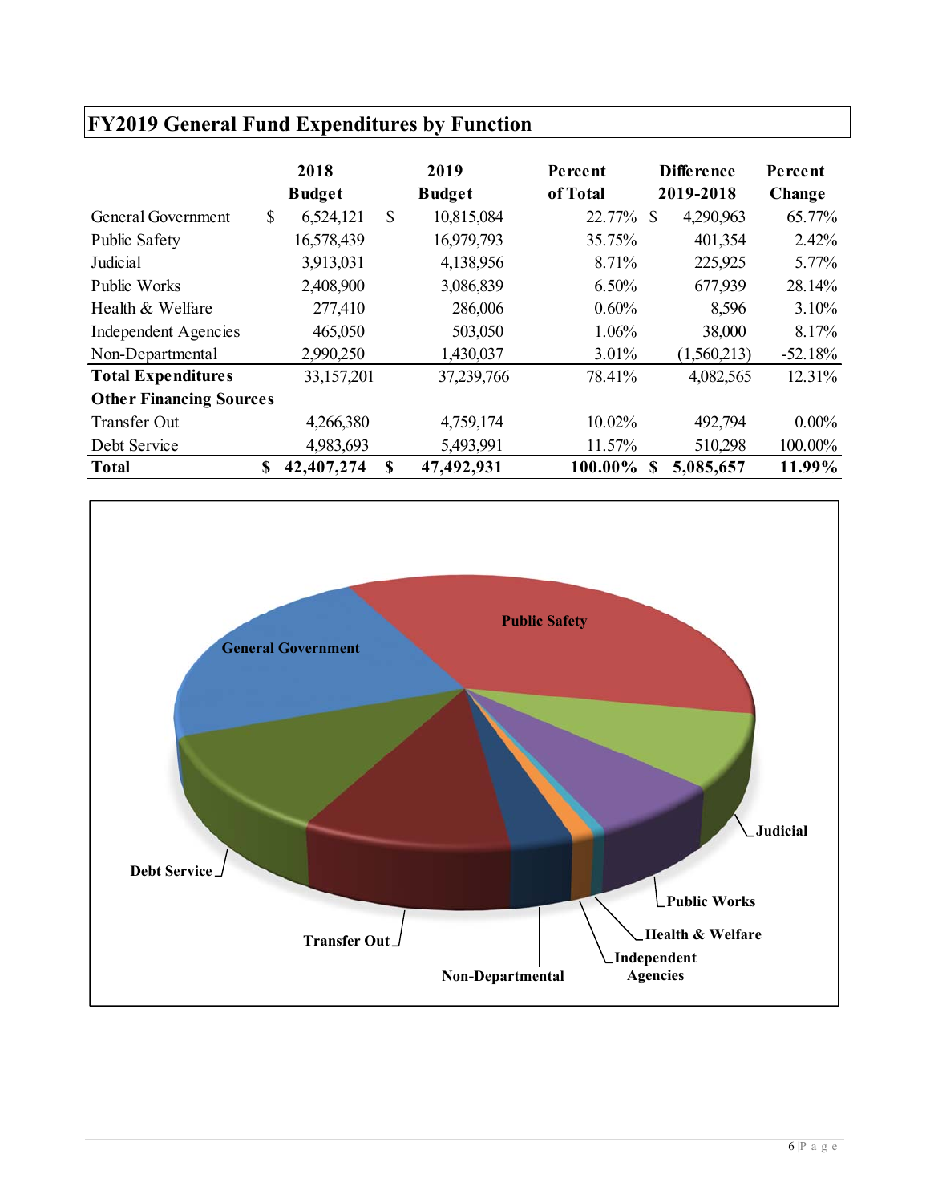## FY2019 General Fund Expenditures by Function

| | 2018 Budget | 2019 Budget | Percent of Total | Difference 2019-2018 | Percent Change |
|---|---|---|---|---|---|
| General Government | $ 6,524,121 | $ 10,815,084 | 22.77% | $ 4,290,963 | 65.77% |
| Public Safety | 16,578,439 | 16,979,793 | 35.75% | 401,354 | 2.42% |
| Judicial | 3,913,031 | 4,138,956 | 8.71% | 225,925 | 5.77% |
| Public Works | 2,408,900 | 3,086,839 | 6.50% | 677,939 | 28.14% |
| Health & Welfare | 277,410 | 286,006 | 0.60% | 8,596 | 3.10% |
| Independent Agencies | 465,050 | 503,050 | 1.06% | 38,000 | 8.17% |
| Non-Departmental | 2,990,250 | 1,430,037 | 3.01% | (1,560,213) | -52.18% |
| **Total Expenditures** | 33,157,201 | 37,239,766 | 78.41% | 4,082,565 | 12.31% |
| **Other Financing Sources** | | | | | |
| Transfer Out | 4,266,380 | 4,759,174 | 10.02% | 492,794 | 0.00% |
| Debt Service | 4,983,693 | 5,493,991 | 11.57% | 510,298 | 100.00% |
| **Total** | **$ 42,407,274** | **$ 47,492,931** | **100.00%** | **$ 5,085,657** | **11.99%** |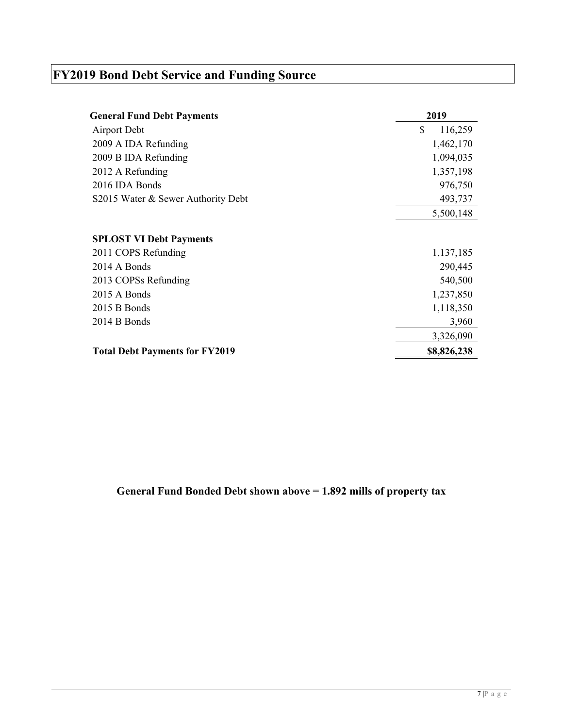# FY2019 Bond Debt Service and Funding Source

| General Fund Debt Payments | 2019 |
|---|---|
| Airport Debt | $ 116,259 |
| 2009 A IDA Refunding | 1,462,170 |
| 2009 B IDA Refunding | 1,094,035 |
| 2012 A Refunding | 1,357,198 |
| 2016 IDA Bonds | 976,750 |
| S2015 Water & Sewer Authority Debt | 493,737 |
| | 5,500,148 |
| **SPLOST VI Debt Payments** | |
| 2011 COPS Refunding | 1,137,185 |
| 2014 A Bonds | 290,445 |
| 2013 COPSs Refunding | 540,500 |
| 2015 A Bonds | 1,237,850 |
| 2015 B Bonds | 1,118,350 |
| 2014 B Bonds | 3,960 |
| | 3,326,090 |
| **Total Debt Payments for FY2019** | **$8,826,238** |

**General Fund Bonded Debt shown above = 1.892 mills of property tax**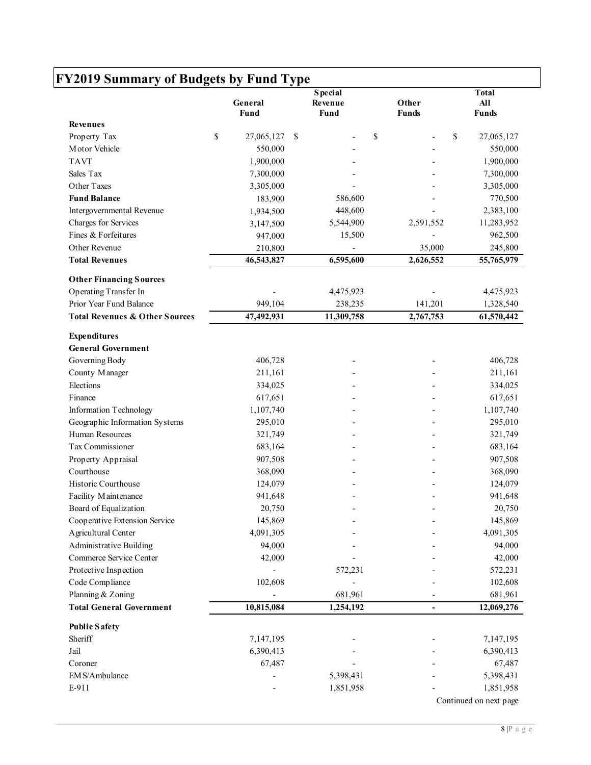## FY2019 Summary of Budgets by Fund Type

| | General Fund | Special Revenue Fund | Other Funds | Total All Funds |
|---|---|---|---|---|
| **Revenues** | | | | |
| Property Tax | $ 27,065,127 | $ - | $ - | $ 27,065,127 |
| Motor Vehicle | 550,000 | - | - | 550,000 |
| TAVT | 1,900,000 | - | - | 1,900,000 |
| Sales Tax | 7,300,000 | - | - | 7,300,000 |
| Other Taxes | 3,305,000 | - | - | 3,305,000 |
| **Fund Balance** | 183,900 | 586,600 | - | 770,500 |
| Intergovernmental Revenue | 1,934,500 | 448,600 | - | 2,383,100 |
| Charges for Services | 3,147,500 | 5,544,900 | 2,591,552 | 11,283,952 |
| Fines & Forfeitures | 947,000 | 15,500 | - | 962,500 |
| Other Revenue | 210,800 | - | 35,000 | 245,800 |
| **Total Revenues** | **46,543,827** | **6,595,600** | **2,626,552** | **55,765,979** |
| **Other Financing Sources** | | | | |
| Operating Transfer In | - | 4,475,923 | - | 4,475,923 |
| Prior Year Fund Balance | 949,104 | 238,235 | 141,201 | 1,328,540 |
| **Total Revenues & Other Sources** | **47,492,931** | **11,309,758** | **2,767,753** | **61,570,442** |
| **Expenditures** | | | | |
| **General Government** | | | | |
| Governing Body | 406,728 | - | - | 406,728 |
| County Manager | 211,161 | - | - | 211,161 |
| Elections | 334,025 | - | - | 334,025 |
| Finance | 617,651 | - | - | 617,651 |
| Information Technology | 1,107,740 | - | - | 1,107,740 |
| Geographic Information Systems | 295,010 | - | - | 295,010 |
| Human Resources | 321,749 | - | - | 321,749 |
| Tax Commissioner | 683,164 | - | - | 683,164 |
| Property Appraisal | 907,508 | - | - | 907,508 |
| Courthouse | 368,090 | - | - | 368,090 |
| Historic Courthouse | 124,079 | - | - | 124,079 |
| Facility Maintenance | 941,648 | - | - | 941,648 |
| Board of Equalization | 20,750 | - | - | 20,750 |
| Cooperative Extension Service | 145,869 | - | - | 145,869 |
| Agricultural Center | 4,091,305 | - | - | 4,091,305 |
| Administrative Building | 94,000 | - | - | 94,000 |
| Commerce Service Center | 42,000 | - | - | 42,000 |
| Protective Inspection | - | 572,231 | - | 572,231 |
| Code Compliance | 102,608 | - | - | 102,608 |
| Planning & Zoning | - | 681,961 | - | 681,961 |
| **Total General Government** | **10,815,084** | **1,254,192** | **-** | **12,069,276** |
| **Public Safety** | | | | |
| Sheriff | 7,147,195 | - | - | 7,147,195 |
| Jail | 6,390,413 | - | - | 6,390,413 |
| Coroner | 67,487 | - | - | 67,487 |
| EMS/Ambulance | - | 5,398,431 | - | 5,398,431 |
| E-911 | - | 1,851,958 | - | 1,851,958 |

Continued on next page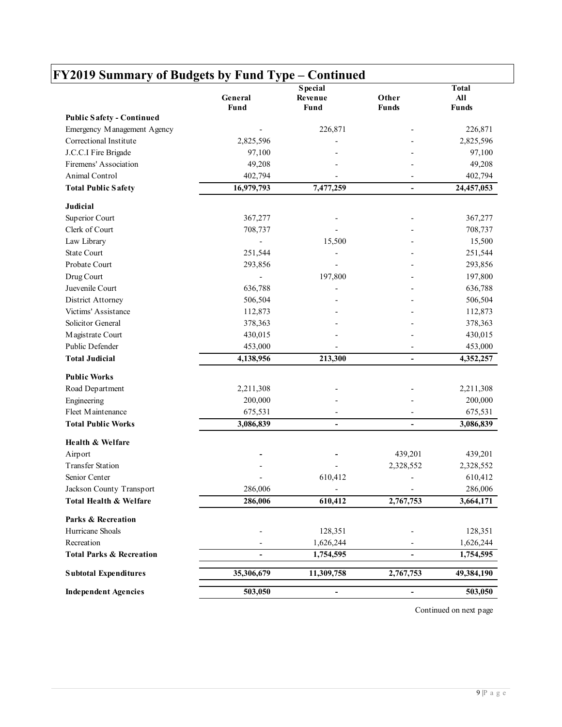## FY2019 Summary of Budgets by Fund Type – Continued

| | General Fund | Special Revenue Fund | Other Funds | Total All Funds |
|---|---|---|---|---|
| **Public Safety - Continued** | | | | |
| Emergency Management Agency | - | 226,871 | - | 226,871 |
| Correctional Institute | 2,825,596 | - | - | 2,825,596 |
| J.C.C.I Fire Brigade | 97,100 | - | - | 97,100 |
| Firemens' Association | 49,208 | - | - | 49,208 |
| Animal Control | 402,794 | - | - | 402,794 |
| **Total Public Safety** | **16,979,793** | **7,477,259** | **-** | **24,457,053** |
| **Judicial** | | | | |
| Superior Court | 367,277 | - | - | 367,277 |
| Clerk of Court | 708,737 | - | - | 708,737 |
| Law Library | - | 15,500 | - | 15,500 |
| State Court | 251,544 | - | - | 251,544 |
| Probate Court | 293,856 | - | - | 293,856 |
| Drug Court | - | 197,800 | - | 197,800 |
| Juevenile Court | 636,788 | - | - | 636,788 |
| District Attorney | 506,504 | - | - | 506,504 |
| Victims' Assistance | 112,873 | - | - | 112,873 |
| Solicitor General | 378,363 | - | - | 378,363 |
| Magistrate Court | 430,015 | - | - | 430,015 |
| Public Defender | 453,000 | - | - | 453,000 |
| **Total Judicial** | **4,138,956** | **213,300** | **-** | **4,352,257** |
| **Public Works** | | | | |
| Road Department | 2,211,308 | - | - | 2,211,308 |
| Engineering | 200,000 | - | - | 200,000 |
| Fleet Maintenance | 675,531 | - | - | 675,531 |
| **Total Public Works** | **3,086,839** | **-** | **-** | **3,086,839** |
| **Health & Welfare** | | | | |
| Airport | - | - | 439,201 | 439,201 |
| Transfer Station | - | - | 2,328,552 | 2,328,552 |
| Senior Center | - | 610,412 | - | 610,412 |
| Jackson County Transport | 286,006 | - | - | 286,006 |
| **Total Health & Welfare** | **286,006** | **610,412** | **2,767,753** | **3,664,171** |
| **Parks & Recreation** | | | | |
| Hurricane Shoals | - | 128,351 | - | 128,351 |
| Recreation | - | 1,626,244 | - | 1,626,244 |
| **Total Parks & Recreation** | **-** | **1,754,595** | **-** | **1,754,595** |
| **Subtotal Expenditures** | **35,306,679** | **11,309,758** | **2,767,753** | **49,384,190** |
| **Independent Agencies** | **503,050** | **-** | **-** | **503,050** |

Continued on next page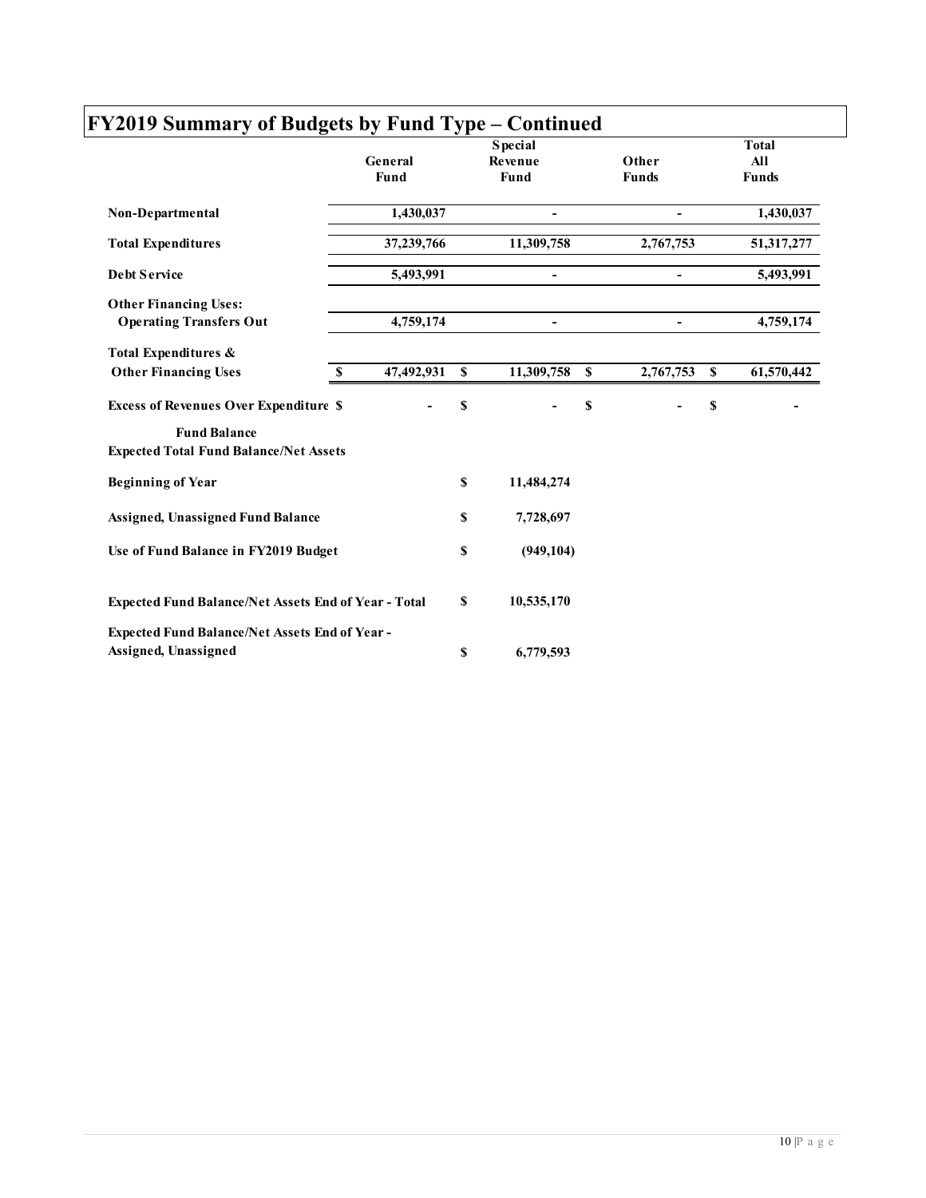# FY2019 Summary of Budgets by Fund Type – Continued

| | General Fund | Special Revenue Fund | Other Funds | Total All Funds |
|---|---|---|---|---|
| **Non-Departmental** | 1,430,037 | - | - | 1,430,037 |
| **Total Expenditures** | 37,239,766 | 11,309,758 | 2,767,753 | 51,317,277 |
| **Debt Service** | 5,493,991 | - | - | 5,493,991 |
| **Other Financing Uses:** | | | | |
| **Operating Transfers Out** | 4,759,174 | - | - | 4,759,174 |
| **Total Expenditures & Other Financing Uses** | $ 47,492,931 | $ 11,309,758 | $ 2,767,753 | $ 61,570,442 |
| **Excess of Revenues Over Expenditure** | $ - | $ - | $ - | $ - |
| **Fund Balance** | | | | |
| **Expected Total Fund Balance/Net Assets** | | | | |
| **Beginning of Year** | | $ 11,484,274 | | |
| **Assigned, Unassigned Fund Balance** | | $ 7,728,697 | | |
| **Use of Fund Balance in FY2019 Budget** | | $ (949,104) | | |
| **Expected Fund Balance/Net Assets End of Year - Total** | | $ 10,535,170 | | |
| **Expected Fund Balance/Net Assets End of Year - Assigned, Unassigned** | | $ 6,779,593 | | |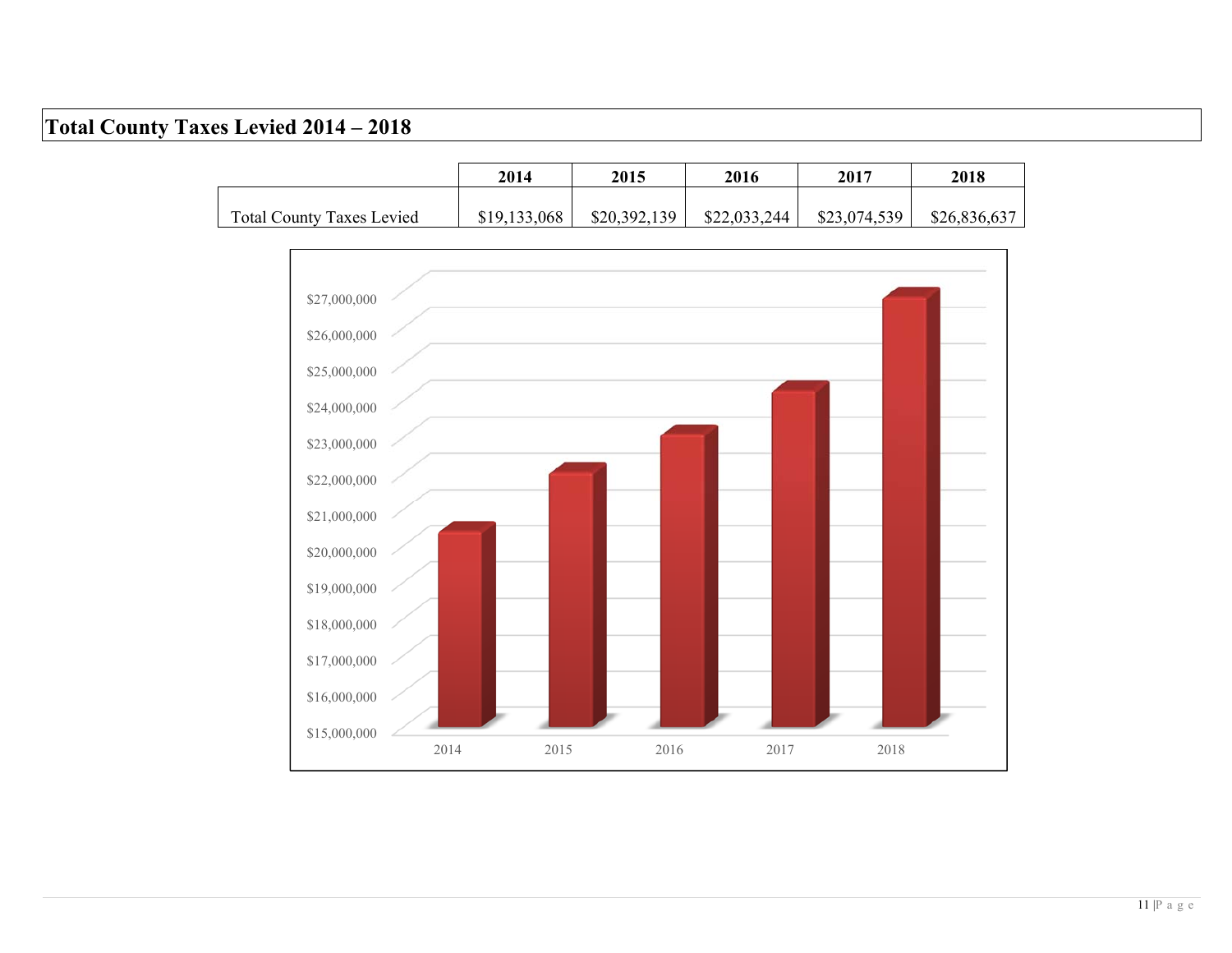# Total County Taxes Levied 2014 – 2018

| | 2014 | 2015 | 2016 | 2017 | 2018 |
|---|---|---|---|---|---|
| Total County Taxes Levied | $19,133,068 | $20,392,139 | $22,033,244 | $23,074,539 | $26,836,637 |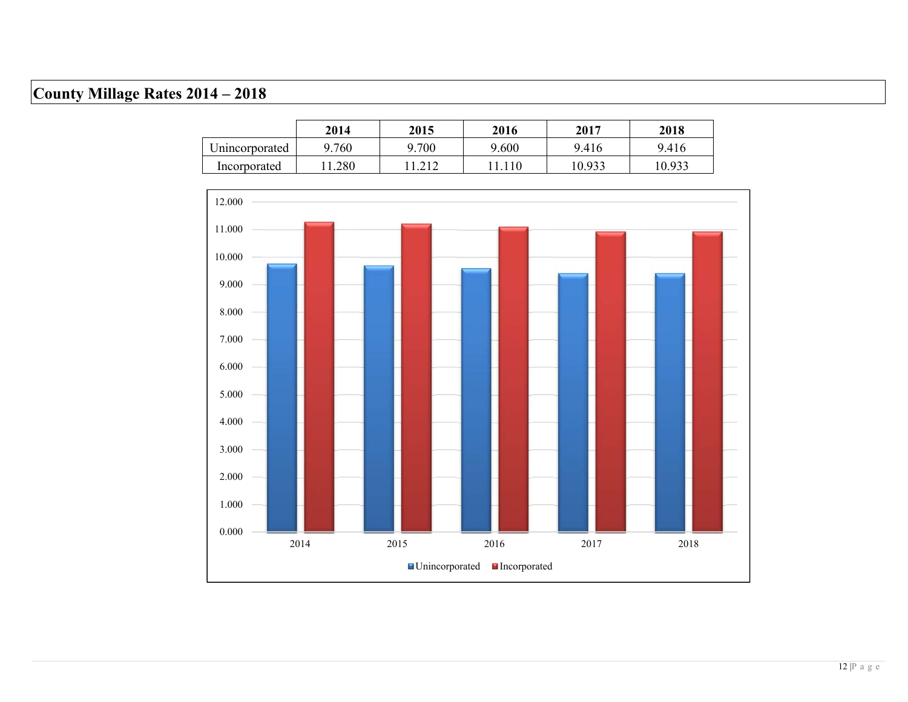## County Millage Rates 2014 – 2018

| | 2014 | 2015 | 2016 | 2017 | 2018 |
|---|---|---|---|---|---|
| Unincorporated | 9.760 | 9.700 | 9.600 | 9.416 | 9.416 |
| Incorporated | 11.280 | 11.212 | 11.110 | 10.933 | 10.933 |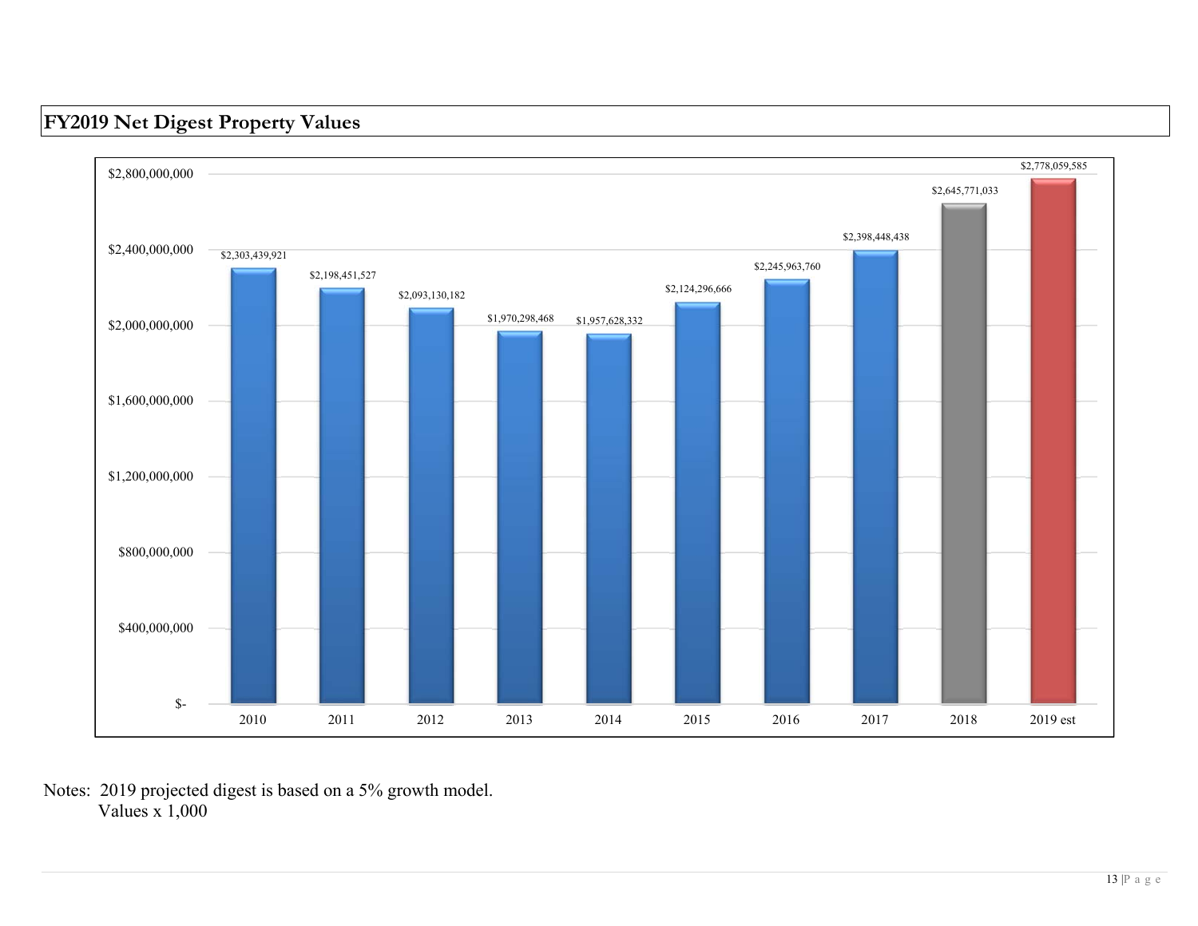## FY2019 Net Digest Property Values

$2,800,000,000
$2,400,000,000
$2,000,000,000
$1,600,000,000
$1,200,000,000
$800,000,000
$400,000,000
$-

$2,303,439,921
$2,198,451,527
$2,093,130,182
$1,970,298,468
$1,957,628,332
$2,124,296,666
$2,245,963,760
$2,398,448,438
$2,645,771,033
$2,778,059,585

2010
2011
2012
2013
2014
2015
2016
2017
2018
2019 est

Notes: 2019 projected digest is based on a 5% growth model.
Values x 1,000